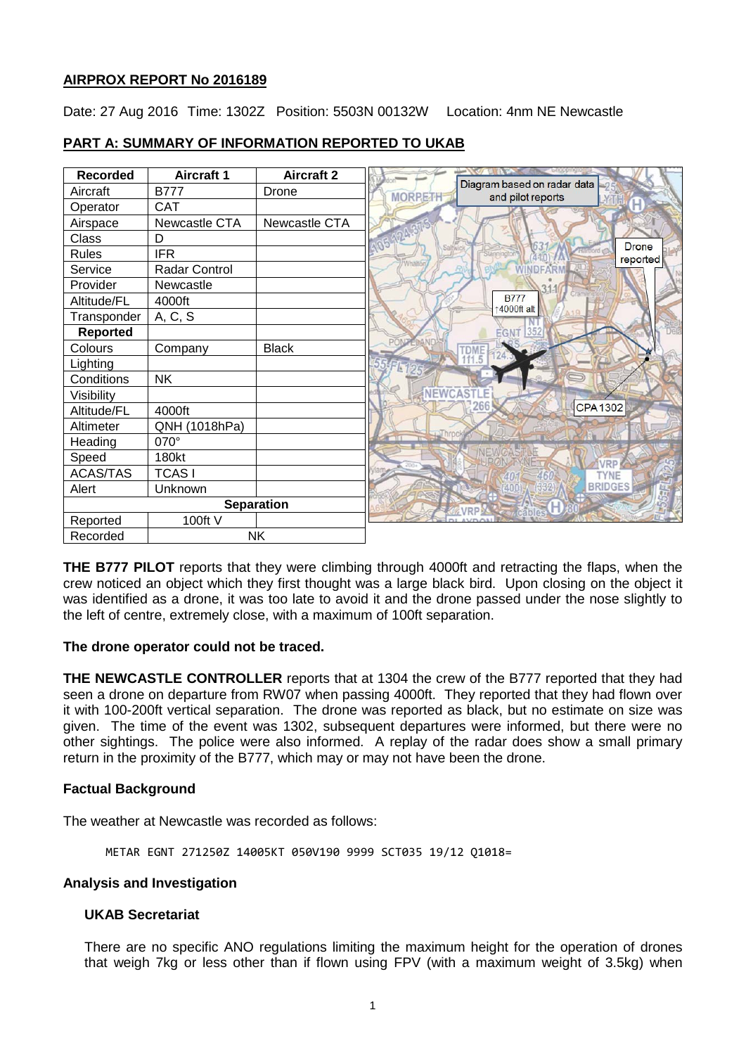## AIRPROX REPORT No 2016189

Date: 27 Aug 2016 Time: 1302Z Position: 5503N 00132W Location: 4nm NE Newcastle

## PART A: SUMMARY OF INFORMATION REPORTED TO UKAB

| Recorded | Aircraft 1 | Aircraft 2 |
|---|---|---|
| Aircraft | B777 | Drone |
| Operator | CAT | |
| Airspace | Newcastle CTA | Newcastle CTA |
| Class | D | |
| Rules | IFR | |
| Service | Radar Control | |
| Provider | Newcastle | |
| Altitude/FL | 4000ft | |
| Transponder | A, C, S | |
| **Reported** | | |
| Colours | Company | Black |
| Lighting | | |
| Conditions | NK | |
| Visibility | | |
| Altitude/FL | 4000ft | |
| Altimeter | QNH (1018hPa) | |
| Heading | 070° | |
| Speed | 180kt | |
| ACAS/TAS | TCAS I | |
| Alert | Unknown | |
| **Separation** | | |
| Reported | 100ft V | |
| Recorded | NK | |

Diagram based on radar data and pilot reports

**THE B777 PILOT** reports that they were climbing through 4000ft and retracting the flaps, when the crew noticed an object which they first thought was a large black bird. Upon closing on the object it was identified as a drone, it was too late to avoid it and the drone passed under the nose slightly to the left of centre, extremely close, with a maximum of 100ft separation.

**The drone operator could not be traced.**

**THE NEWCASTLE CONTROLLER** reports that at 1304 the crew of the B777 reported that they had seen a drone on departure from RW07 when passing 4000ft. They reported that they had flown over it with 100-200ft vertical separation. The drone was reported as black, but no estimate on size was given. The time of the event was 1302, subsequent departures were informed, but there were no other sightings. The police were also informed. A replay of the radar does show a small primary return in the proximity of the B777, which may or may not have been the drone.

### Factual Background

The weather at Newcastle was recorded as follows:

```
METAR EGNT 271250Z 14005KT 050V190 9999 SCT035 19/12 Q1018=
```

### Analysis and Investigation

#### UKAB Secretariat

There are no specific ANO regulations limiting the maximum height for the operation of drones that weigh 7kg or less other than if flown using FPV (with a maximum weight of 3.5kg) when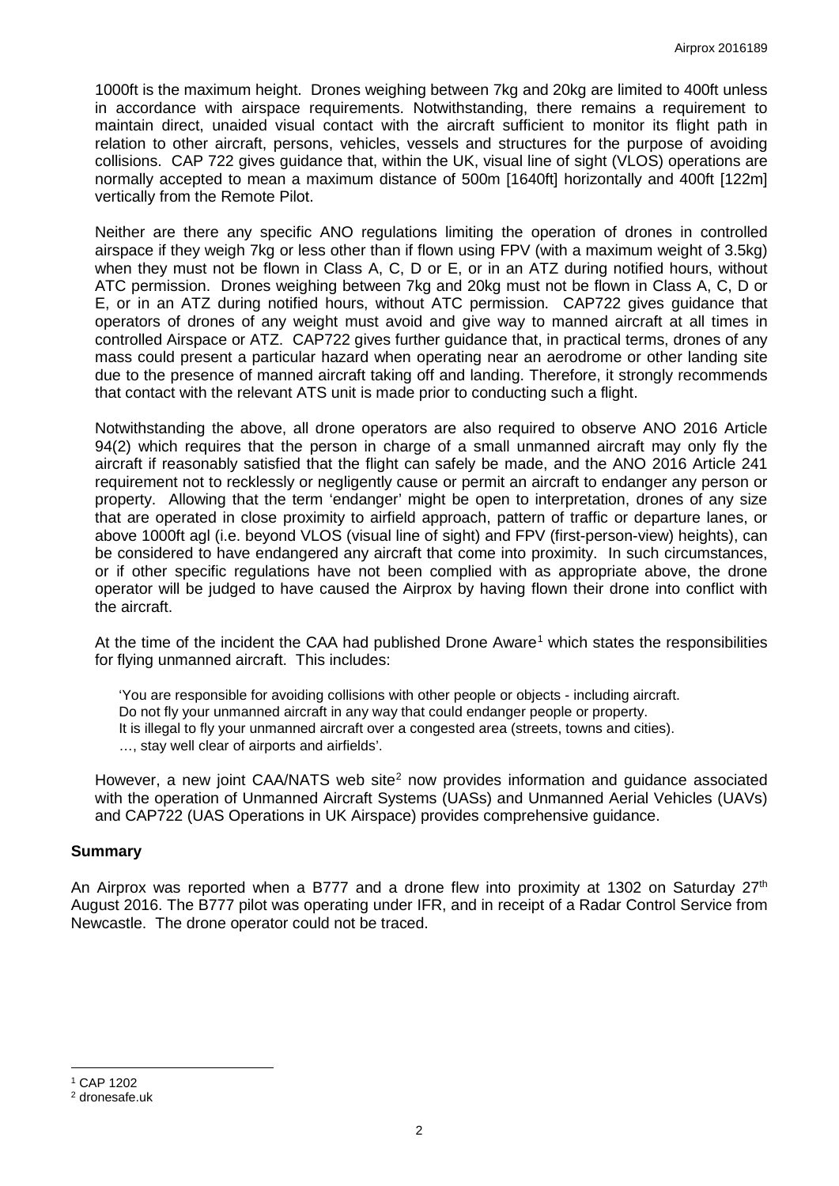1000ft is the maximum height. Drones weighing between 7kg and 20kg are limited to 400ft unless in accordance with airspace requirements. Notwithstanding, there remains a requirement to maintain direct, unaided visual contact with the aircraft sufficient to monitor its flight path in relation to other aircraft, persons, vehicles, vessels and structures for the purpose of avoiding collisions. CAP 722 gives guidance that, within the UK, visual line of sight (VLOS) operations are normally accepted to mean a maximum distance of 500m [1640ft] horizontally and 400ft [122m] vertically from the Remote Pilot.

Neither are there any specific ANO regulations limiting the operation of drones in controlled airspace if they weigh 7kg or less other than if flown using FPV (with a maximum weight of 3.5kg) when they must not be flown in Class A, C, D or E, or in an ATZ during notified hours, without ATC permission. Drones weighing between 7kg and 20kg must not be flown in Class A, C, D or E, or in an ATZ during notified hours, without ATC permission. CAP722 gives guidance that operators of drones of any weight must avoid and give way to manned aircraft at all times in controlled Airspace or ATZ. CAP722 gives further guidance that, in practical terms, drones of any mass could present a particular hazard when operating near an aerodrome or other landing site due to the presence of manned aircraft taking off and landing. Therefore, it strongly recommends that contact with the relevant ATS unit is made prior to conducting such a flight.

Notwithstanding the above, all drone operators are also required to observe ANO 2016 Article 94(2) which requires that the person in charge of a small unmanned aircraft may only fly the aircraft if reasonably satisfied that the flight can safely be made, and the ANO 2016 Article 241 requirement not to recklessly or negligently cause or permit an aircraft to endanger any person or property. Allowing that the term 'endanger' might be open to interpretation, drones of any size that are operated in close proximity to airfield approach, pattern of traffic or departure lanes, or above 1000ft agl (i.e. beyond VLOS (visual line of sight) and FPV (first-person-view) heights), can be considered to have endangered any aircraft that come into proximity. In such circumstances, or if other specific regulations have not been complied with as appropriate above, the drone operator will be judged to have caused the Airprox by having flown their drone into conflict with the aircraft.

At the time of the incident the CAA had published Drone Aware[1] which states the responsibilities for flying unmanned aircraft. This includes:

> 'You are responsible for avoiding collisions with other people or objects - including aircraft.
> Do not fly your unmanned aircraft in any way that could endanger people or property.
> It is illegal to fly your unmanned aircraft over a congested area (streets, towns and cities).
> …, stay well clear of airports and airfields'.

However, a new joint CAA/NATS web site[2] now provides information and guidance associated with the operation of Unmanned Aircraft Systems (UASs) and Unmanned Aerial Vehicles (UAVs) and CAP722 (UAS Operations in UK Airspace) provides comprehensive guidance.

## Summary

An Airprox was reported when a B777 and a drone flew into proximity at 1302 on Saturday 27th August 2016. The B777 pilot was operating under IFR, and in receipt of a Radar Control Service from Newcastle. The drone operator could not be traced.

---

[1] CAP 1202
[2] dronesafe.uk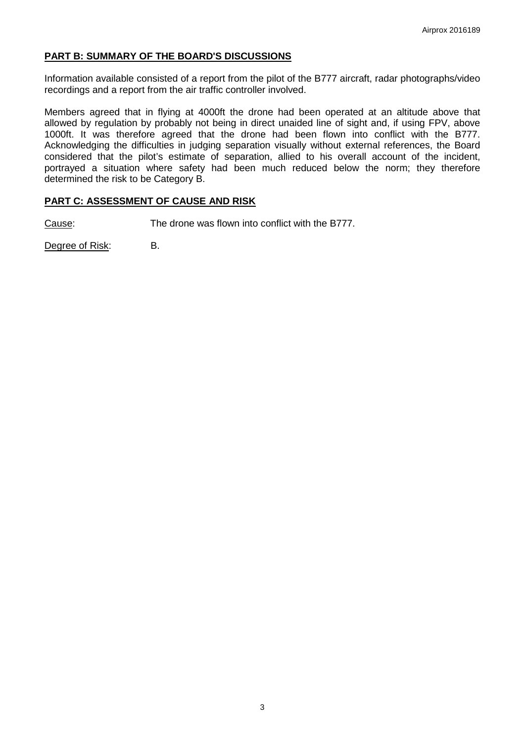## PART B: SUMMARY OF THE BOARD'S DISCUSSIONS

Information available consisted of a report from the pilot of the B777 aircraft, radar photographs/video recordings and a report from the air traffic controller involved.

Members agreed that in flying at 4000ft the drone had been operated at an altitude above that allowed by regulation by probably not being in direct unaided line of sight and, if using FPV, above 1000ft. It was therefore agreed that the drone had been flown into conflict with the B777. Acknowledging the difficulties in judging separation visually without external references, the Board considered that the pilot's estimate of separation, allied to his overall account of the incident, portrayed a situation where safety had been much reduced below the norm; they therefore determined the risk to be Category B.

## PART C: ASSESSMENT OF CAUSE AND RISK

Cause: The drone was flown into conflict with the B777.

Degree of Risk: B.